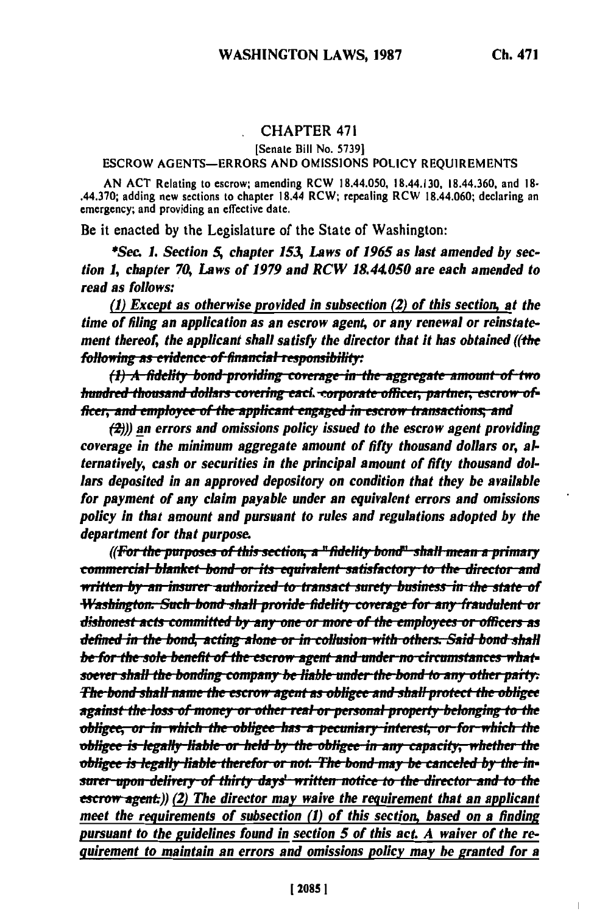# CHAPTER 471

[Senate Bill No. 5739]

ESCROW AGENTS—ERRORS AND OMISSIONS POLICY REQUIREMENTS

AN ACT Relating to escrow; amending RCW 18.44.050, 18.44.130, 18.44.360, and 18.44.370; adding new sections to chapter 18.44 RCW; repealing RCW 18.44.060; declaring an emergency; and providing an effective date.

Be it enacted by the Legislature of the State of Washington:

*\*Sec. 1. Section 5, chapter 153, Laws of 1965 as last amended by section 1, chapter 70, Laws of 1979 and RCW 18.44.050 are each amended to read as follows:*

*(1) Except as otherwise provided in subsection (2) of this section, at the time of filing an application as an escrow agent, or any renewal or reinstatement thereof, the applicant shall satisfy the director that it has obtained ((~~the following as evidence of financial responsibility:~~*

*~~(1) A fidelity bond providing coverage in the aggregate amount of two hundred thousand dollars covering each corporate officer, partner, escrow officer, and employee of the applicant engaged in escrow transactions; and~~*

*~~(2)~~)) an errors and omissions policy issued to the escrow agent providing coverage in the minimum aggregate amount of fifty thousand dollars or, alternatively, cash or securities in the principal amount of fifty thousand dollars deposited in an approved depository on condition that they be available for payment of any claim payable under an equivalent errors and omissions policy in that amount and pursuant to rules and regulations adopted by the department for that purpose.*

*((~~For the purposes of this section, a "fidelity bond" shall mean a primary commercial blanket bond or its equivalent satisfactory to the director and written by an insurer authorized to transact surety business in the state of Washington. Such bond shall provide fidelity coverage for any fraudulent or dishonest acts committed by any one or more of the employees or officers as defined in the bond, acting alone or in collusion with others. Said bond shall be for the sole benefit of the escrow agent and under no circumstances whatsoever shall the bonding company be liable under the bond to any other party. The bond shall name the escrow agent as obligee and shall protect the obligee against the loss of money or other real or personal property belonging to the obligee, or in which the obligee has a pecuniary interest, or for which the obligee is legally liable or held by the obligee in any capacity, whether the obligee is legally liable therefor or not. The bond may be canceled by the insurer upon delivery of thirty days' written notice to the director and to the escrow agent.~~)) (2) The director may waive the requirement that an applicant meet the requirements of subsection (1) of this section, based on a finding pursuant to the guidelines found in section 5 of this act. A waiver of the requirement to maintain an errors and omissions policy may be granted for a*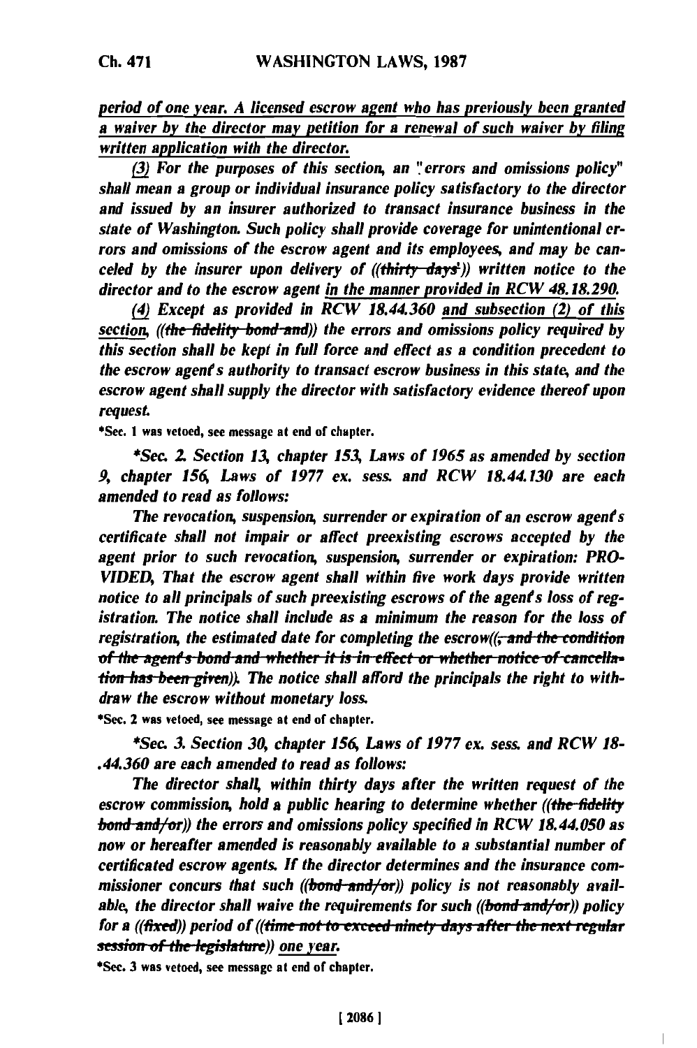*period of one year. A licensed escrow agent who has previously been granted a waiver by the director may petition for a renewal of such waiver by filing written application with the director.*

*(3) For the purposes of this section, an "errors and omissions policy" shall mean a group or individual insurance policy satisfactory to the director and issued by an insurer authorized to transact insurance business in the state of Washington. Such policy shall provide coverage for unintentional errors and omissions of the escrow agent and its employees, and may be canceled by the insurer upon delivery of ((~~thirty days'~~)) written notice to the director and to the escrow agent in the manner provided in RCW 48.18.290.*

*(4) Except as provided in RCW 18.44.360 and subsection (2) of this section, ((~~the fidelity bond and~~)) the errors and omissions policy required by this section shall be kept in full force and effect as a condition precedent to the escrow agent's authority to transact escrow business in this state, and the escrow agent shall supply the director with satisfactory evidence thereof upon request.*

\*Sec. 1 was vetoed, see message at end of chapter.

*\*Sec. 2. Section 13, chapter 153, Laws of 1965 as amended by section 9, chapter 156, Laws of 1977 ex. sess. and RCW 18.44.130 are each amended to read as follows:*

*The revocation, suspension, surrender or expiration of an escrow agent's certificate shall not impair or affect preexisting escrows accepted by the agent prior to such revocation, suspension, surrender or expiration: PROVIDED, That the escrow agent shall within five work days provide written notice to all principals of such preexisting escrows of the agent's loss of registration. The notice shall include as a minimum the reason for the loss of registration, the estimated date for completing the escrow((~~, and the condition of the agent's bond and whether it is in effect or whether notice of cancellation has been given~~)). The notice shall afford the principals the right to withdraw the escrow without monetary loss.*

\*Sec. 2 was vetoed, see message at end of chapter.

*\*Sec. 3. Section 30, chapter 156, Laws of 1977 ex. sess. and RCW 18.44.360 are each amended to read as follows:*

*The director shall, within thirty days after the written request of the escrow commission, hold a public hearing to determine whether ((~~the fidelity bond and/or~~)) the errors and omissions policy specified in RCW 18.44.050 as now or hereafter amended is reasonably available to a substantial number of certificated escrow agents. If the director determines and the insurance commissioner concurs that such ((~~bond and/or~~)) policy is not reasonably available, the director shall waive the requirements for such ((~~bond and/or~~)) policy for a ((~~fixed~~)) period of ((~~time not to exceed ninety days after the next regular session of the legislature~~)) one year.*

\*Sec. 3 was vetoed, see message at end of chapter.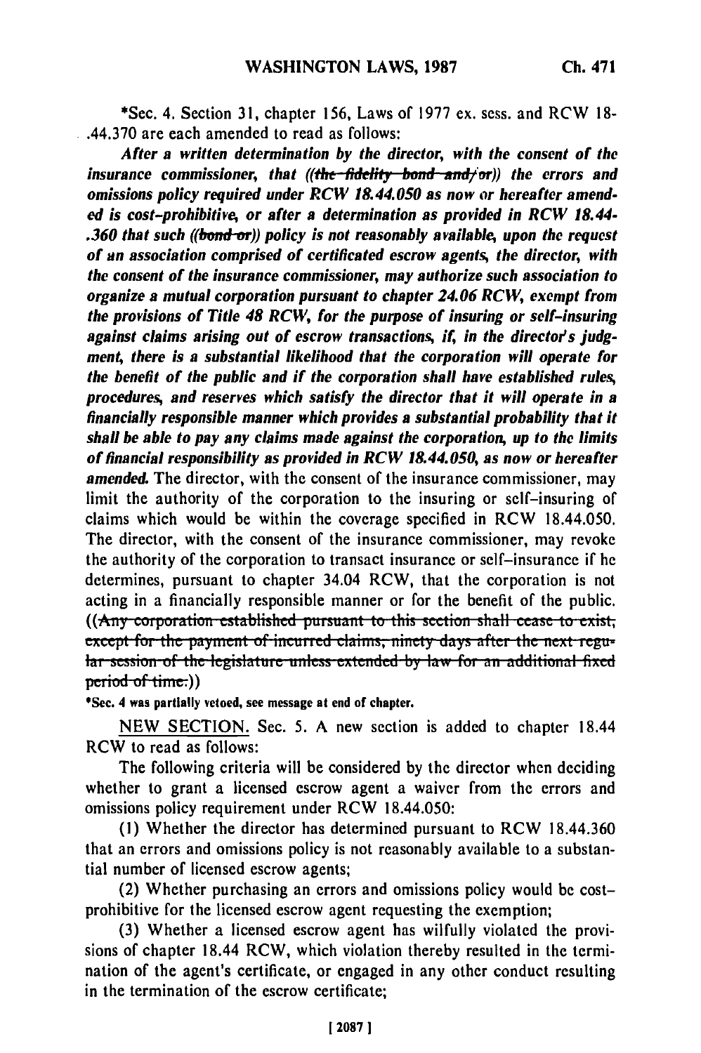*Sec. 4. Section 31, chapter 156, Laws of 1977 ex. sess. and RCW 18-.44.370 are each amended to read as follows:

***After a written determination by the director, with the consent of the insurance commissioner, that ((~~the fidelity bond and/or~~)) the errors and omissions policy required under RCW 18.44.050 as now or hereafter amended is cost-prohibitive, or after a determination as provided in RCW 18.44-.360 that such ((~~bond or~~)) policy is not reasonably available, upon the request of an association comprised of certificated escrow agents, the director, with the consent of the insurance commissioner, may authorize such association to organize a mutual corporation pursuant to chapter 24.06 RCW, exempt from the provisions of Title 48 RCW, for the purpose of insuring or self-insuring against claims arising out of escrow transactions, if, in the director's judgment, there is a substantial likelihood that the corporation will operate for the benefit of the public and if the corporation shall have established rules, procedures, and reserves which satisfy the director that it will operate in a financially responsible manner which provides a substantial probability that it shall be able to pay any claims made against the corporation, up to the limits of financial responsibility as provided in RCW 18.44.050, as now or hereafter amended.*** The director, with the consent of the insurance commissioner, may limit the authority of the corporation to the insuring or self-insuring of claims which would be within the coverage specified in RCW 18.44.050. The director, with the consent of the insurance commissioner, may revoke the authority of the corporation to transact insurance or self-insurance if he determines, pursuant to chapter 34.04 RCW, that the corporation is not acting in a financially responsible manner or for the benefit of the public. ((~~Any corporation established pursuant to this section shall cease to exist, except for the payment of incurred claims, ninety days after the next regular session of the legislature unless extended by law for an additional fixed period of time.~~))

**\*Sec. 4 was partially vetoed, see message at end of chapter.**

NEW SECTION. Sec. 5. A new section is added to chapter 18.44 RCW to read as follows:

The following criteria will be considered by the director when deciding whether to grant a licensed escrow agent a waiver from the errors and omissions policy requirement under RCW 18.44.050:

(1) Whether the director has determined pursuant to RCW 18.44.360 that an errors and omissions policy is not reasonably available to a substantial number of licensed escrow agents;

(2) Whether purchasing an errors and omissions policy would be cost-prohibitive for the licensed escrow agent requesting the exemption;

(3) Whether a licensed escrow agent has wilfully violated the provisions of chapter 18.44 RCW, which violation thereby resulted in the termination of the agent's certificate, or engaged in any other conduct resulting in the termination of the escrow certificate;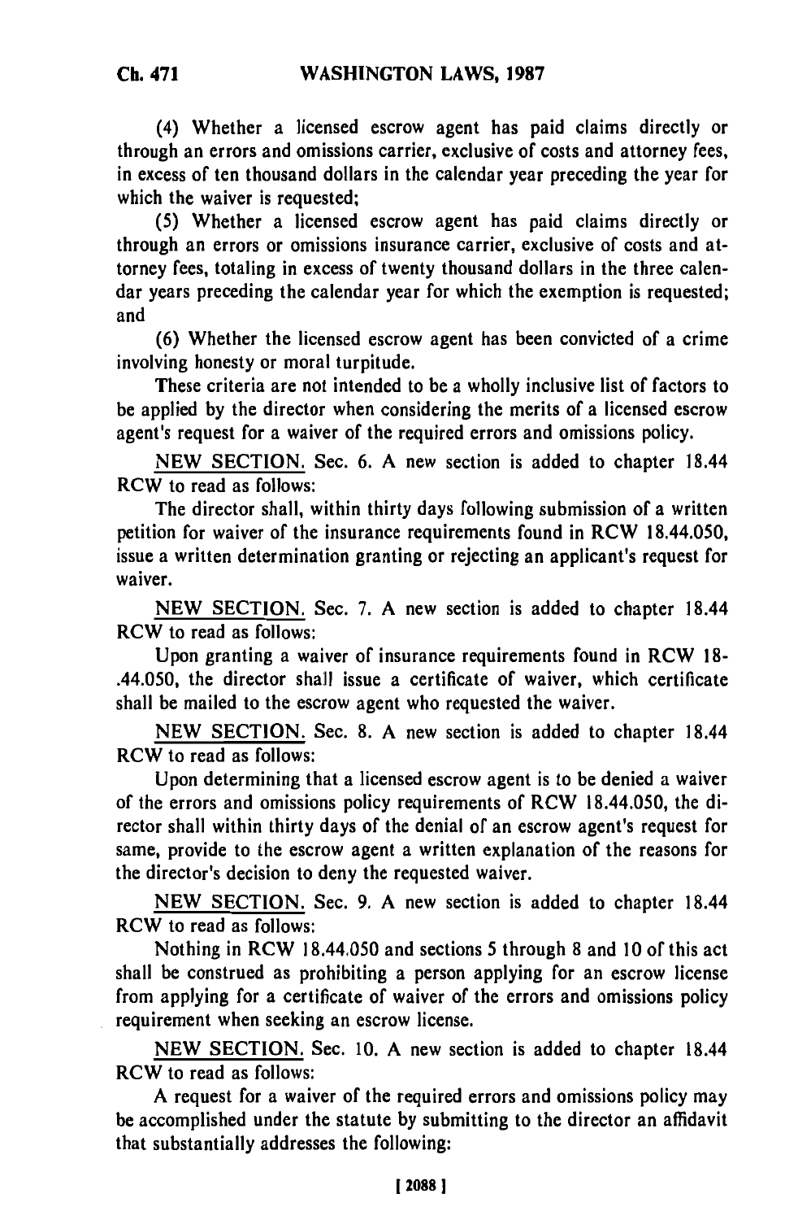(4) Whether a licensed escrow agent has paid claims directly or through an errors and omissions carrier, exclusive of costs and attorney fees, in excess of ten thousand dollars in the calendar year preceding the year for which the waiver is requested;

(5) Whether a licensed escrow agent has paid claims directly or through an errors or omissions insurance carrier, exclusive of costs and attorney fees, totaling in excess of twenty thousand dollars in the three calendar years preceding the calendar year for which the exemption is requested; and

(6) Whether the licensed escrow agent has been convicted of a crime involving honesty or moral turpitude.

These criteria are not intended to be a wholly inclusive list of factors to be applied by the director when considering the merits of a licensed escrow agent's request for a waiver of the required errors and omissions policy.

NEW SECTION. Sec. 6. A new section is added to chapter 18.44 RCW to read as follows:

The director shall, within thirty days following submission of a written petition for waiver of the insurance requirements found in RCW 18.44.050, issue a written determination granting or rejecting an applicant's request for waiver.

NEW SECTION. Sec. 7. A new section is added to chapter 18.44 RCW to read as follows:

Upon granting a waiver of insurance requirements found in RCW 18-.44.050, the director shall issue a certificate of waiver, which certificate shall be mailed to the escrow agent who requested the waiver.

NEW SECTION. Sec. 8. A new section is added to chapter 18.44 RCW to read as follows:

Upon determining that a licensed escrow agent is to be denied a waiver of the errors and omissions policy requirements of RCW 18.44.050, the director shall within thirty days of the denial of an escrow agent's request for same, provide to the escrow agent a written explanation of the reasons for the director's decision to deny the requested waiver.

NEW SECTION. Sec. 9. A new section is added to chapter 18.44 RCW to read as follows:

Nothing in RCW 18.44.050 and sections 5 through 8 and 10 of this act shall be construed as prohibiting a person applying for an escrow license from applying for a certificate of waiver of the errors and omissions policy requirement when seeking an escrow license.

NEW SECTION. Sec. 10. A new section is added to chapter 18.44 RCW to read as follows:

A request for a waiver of the required errors and omissions policy may be accomplished under the statute by submitting to the director an affidavit that substantially addresses the following: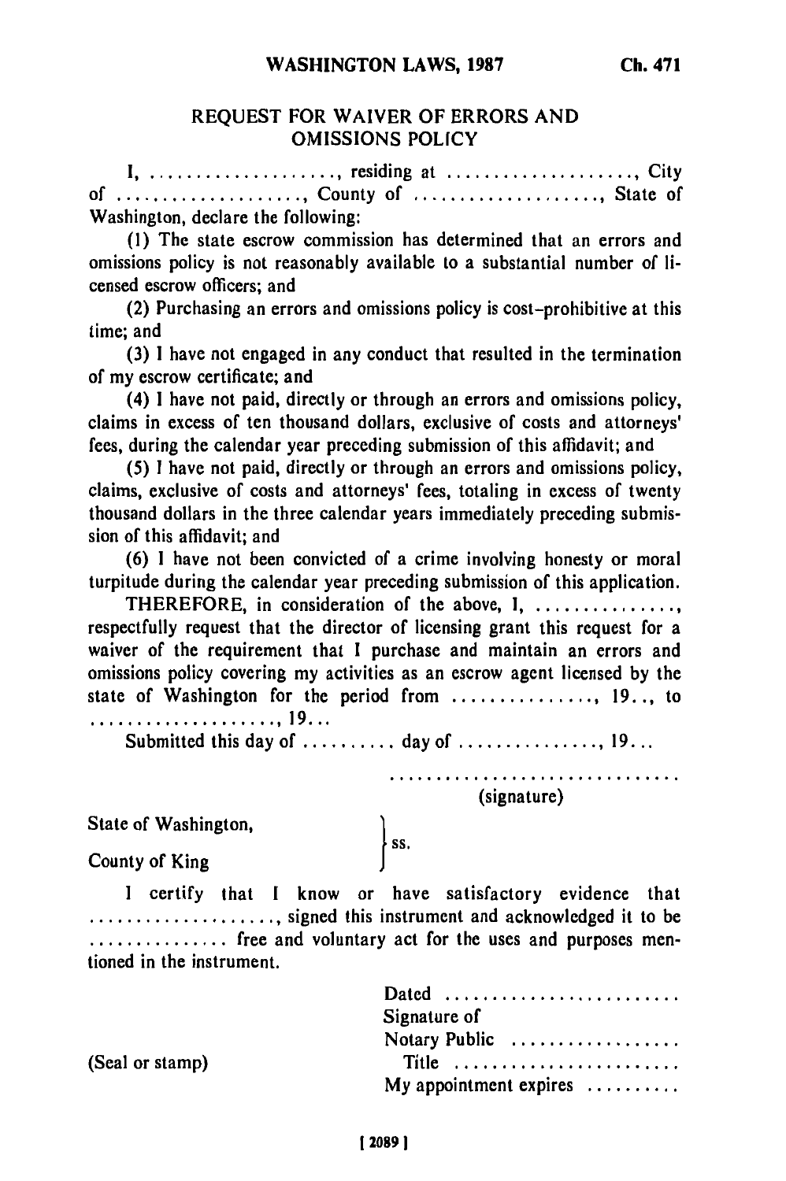## REQUEST FOR WAIVER OF ERRORS AND OMISSIONS POLICY

I, ...................., residing at ...................., City of ...................., County of ...................., State of Washington, declare the following:

(1) The state escrow commission has determined that an errors and omissions policy is not reasonably available to a substantial number of licensed escrow officers; and

(2) Purchasing an errors and omissions policy is cost-prohibitive at this time; and

(3) I have not engaged in any conduct that resulted in the termination of my escrow certificate; and

(4) I have not paid, directly or through an errors and omissions policy, claims in excess of ten thousand dollars, exclusive of costs and attorneys' fees, during the calendar year preceding submission of this affidavit; and

(5) I have not paid, directly or through an errors and omissions policy, claims, exclusive of costs and attorneys' fees, totaling in excess of twenty thousand dollars in the three calendar years immediately preceding submission of this affidavit; and

(6) I have not been convicted of a crime involving honesty or moral turpitude during the calendar year preceding submission of this application.

THEREFORE, in consideration of the above, I, ..............., respectfully request that the director of licensing grant this request for a waiver of the requirement that I purchase and maintain an errors and omissions policy covering my activities as an escrow agent licensed by the state of Washington for the period from ..............., 19.., to ...................., 19...

Submitted this day of .......... day of ..............., 19...

................................
(signature)

State of Washington,
} ss.
County of King

I certify that I know or have satisfactory evidence that ...................., signed this instrument and acknowledged it to be ............... free and voluntary act for the uses and purposes mentioned in the instrument.

Dated ........................
Signature of
Notary Public .................
Title ........................
My appointment expires ..........

(Seal or stamp)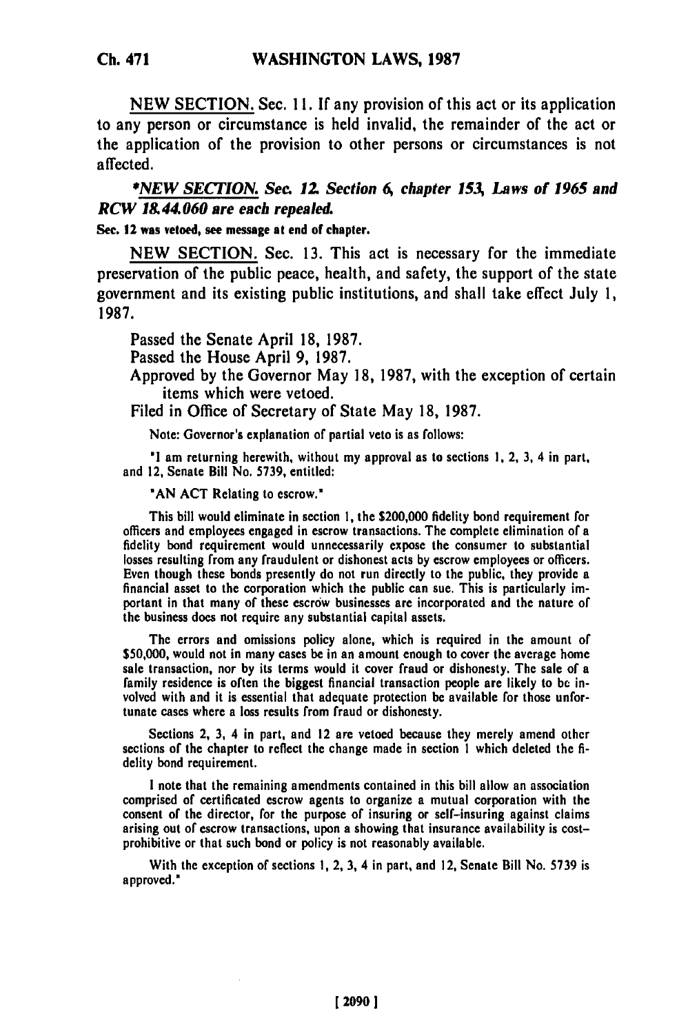NEW SECTION. Sec. 11. If any provision of this act or its application to any person or circumstance is held invalid, the remainder of the act or the application of the provision to other persons or circumstances is not affected.

*\*NEW SECTION. Sec. 12. Section 6, chapter 153, Laws of 1965 and RCW 18.44.060 are each repealed.*

**Sec. 12 was vetoed, see message at end of chapter.**

NEW SECTION. Sec. 13. This act is necessary for the immediate preservation of the public peace, health, and safety, the support of the state government and its existing public institutions, and shall take effect July 1, 1987.

Passed the Senate April 18, 1987.

Passed the House April 9, 1987.

Approved by the Governor May 18, 1987, with the exception of certain items which were vetoed.

Filed in Office of Secretary of State May 18, 1987.

Note: Governor's explanation of partial veto is as follows:

"I am returning herewith, without my approval as to sections 1, 2, 3, 4 in part, and 12, Senate Bill No. 5739, entitled:

"AN ACT Relating to escrow."

This bill would eliminate in section 1, the $200,000 fidelity bond requirement for officers and employees engaged in escrow transactions. The complete elimination of a fidelity bond requirement would unnecessarily expose the consumer to substantial losses resulting from any fraudulent or dishonest acts by escrow employees or officers. Even though these bonds presently do not run directly to the public, they provide a financial asset to the corporation which the public can sue. This is particularly important in that many of these escrow businesses are incorporated and the nature of the business does not require any substantial capital assets.

The errors and omissions policy alone, which is required in the amount of $50,000, would not in many cases be in an amount enough to cover the average home sale transaction, nor by its terms would it cover fraud or dishonesty. The sale of a family residence is often the biggest financial transaction people are likely to be involved with and it is essential that adequate protection be available for those unfortunate cases where a loss results from fraud or dishonesty.

Sections 2, 3, 4 in part, and 12 are vetoed because they merely amend other sections of the chapter to reflect the change made in section 1 which deleted the fidelity bond requirement.

I note that the remaining amendments contained in this bill allow an association comprised of certificated escrow agents to organize a mutual corporation with the consent of the director, for the purpose of insuring or self-insuring against claims arising out of escrow transactions, upon a showing that insurance availability is cost-prohibitive or that such bond or policy is not reasonably available.

With the exception of sections 1, 2, 3, 4 in part, and 12, Senate Bill No. 5739 is approved."